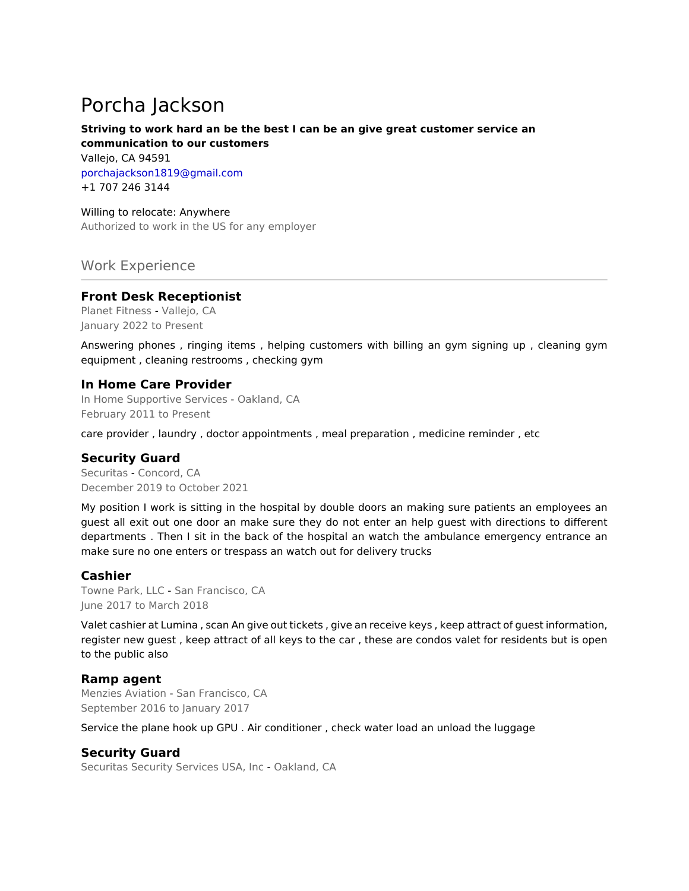# Porcha Jackson

**Striving to work hard an be the best I can be an give great customer service an communication to our customers**

Vallejo, CA 94591
porchajackson1819@gmail.com
+1 707 246 3144

Willing to relocate: Anywhere
Authorized to work in the US for any employer

## Work Experience

### Front Desk Receptionist

Planet Fitness - Vallejo, CA
January 2022 to Present

Answering phones , ringing items , helping customers with billing an gym signing up , cleaning gym equipment , cleaning restrooms , checking gym

### In Home Care Provider

In Home Supportive Services - Oakland, CA
February 2011 to Present

care provider , laundry , doctor appointments , meal preparation , medicine reminder , etc

### Security Guard

Securitas - Concord, CA
December 2019 to October 2021

My position I work is sitting in the hospital by double doors an making sure patients an employees an guest all exit out one door an make sure they do not enter an help guest with directions to different departments . Then I sit in the back of the hospital an watch the ambulance emergency entrance an make sure no one enters or trespass an watch out for delivery trucks

### Cashier

Towne Park, LLC - San Francisco, CA
June 2017 to March 2018

Valet cashier at Lumina , scan An give out tickets , give an receive keys , keep attract of guest information, register new guest , keep attract of all keys to the car , these are condos valet for residents but is open to the public also

### Ramp agent

Menzies Aviation - San Francisco, CA
September 2016 to January 2017

Service the plane hook up GPU . Air conditioner , check water load an unload the luggage

### Security Guard

Securitas Security Services USA, Inc - Oakland, CA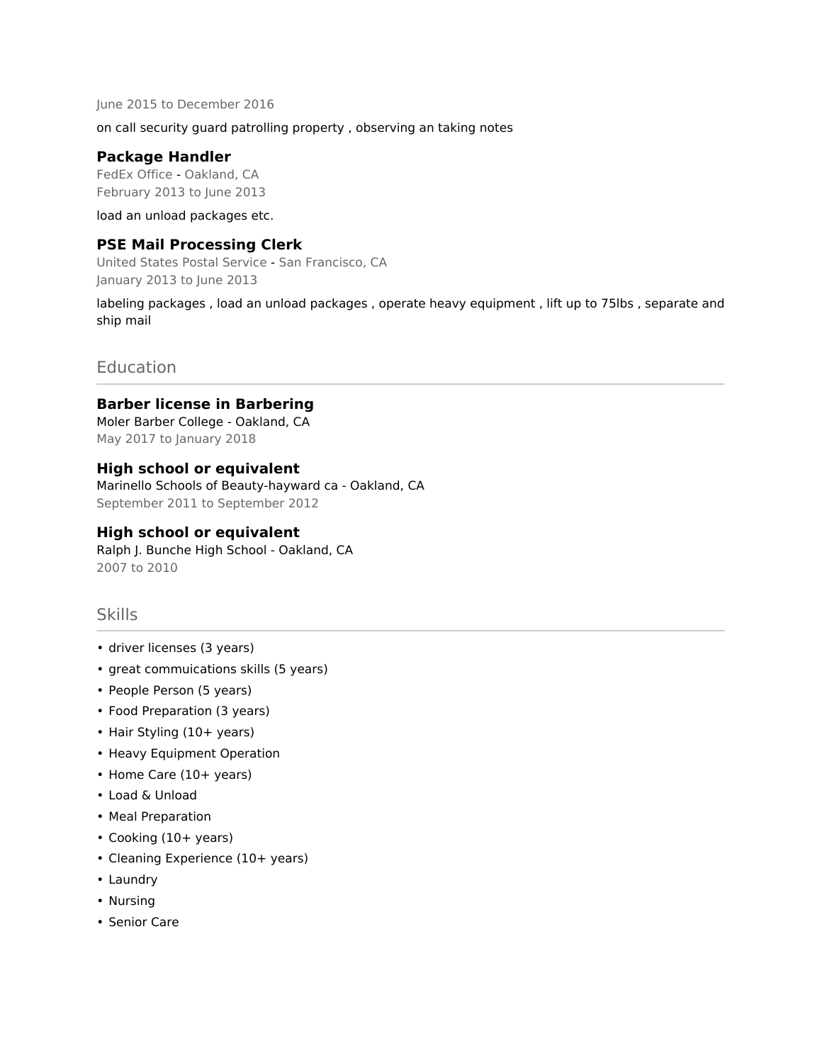June 2015 to December 2016

on call security guard patrolling property , observing an taking notes

### Package Handler

FedEx Office - Oakland, CA
February 2013 to June 2013

load an unload packages etc.

### PSE Mail Processing Clerk

United States Postal Service - San Francisco, CA
January 2013 to June 2013

labeling packages , load an unload packages , operate heavy equipment , lift up to 75lbs , separate and ship mail

## Education

### Barber license in Barbering

Moler Barber College - Oakland, CA
May 2017 to January 2018

### High school or equivalent

Marinello Schools of Beauty-hayward ca - Oakland, CA
September 2011 to September 2012

### High school or equivalent

Ralph J. Bunche High School - Oakland, CA
2007 to 2010

## Skills

- driver licenses (3 years)
- great commuications skills (5 years)
- People Person (5 years)
- Food Preparation (3 years)
- Hair Styling (10+ years)
- Heavy Equipment Operation
- Home Care (10+ years)
- Load & Unload
- Meal Preparation
- Cooking (10+ years)
- Cleaning Experience (10+ years)
- Laundry
- Nursing
- Senior Care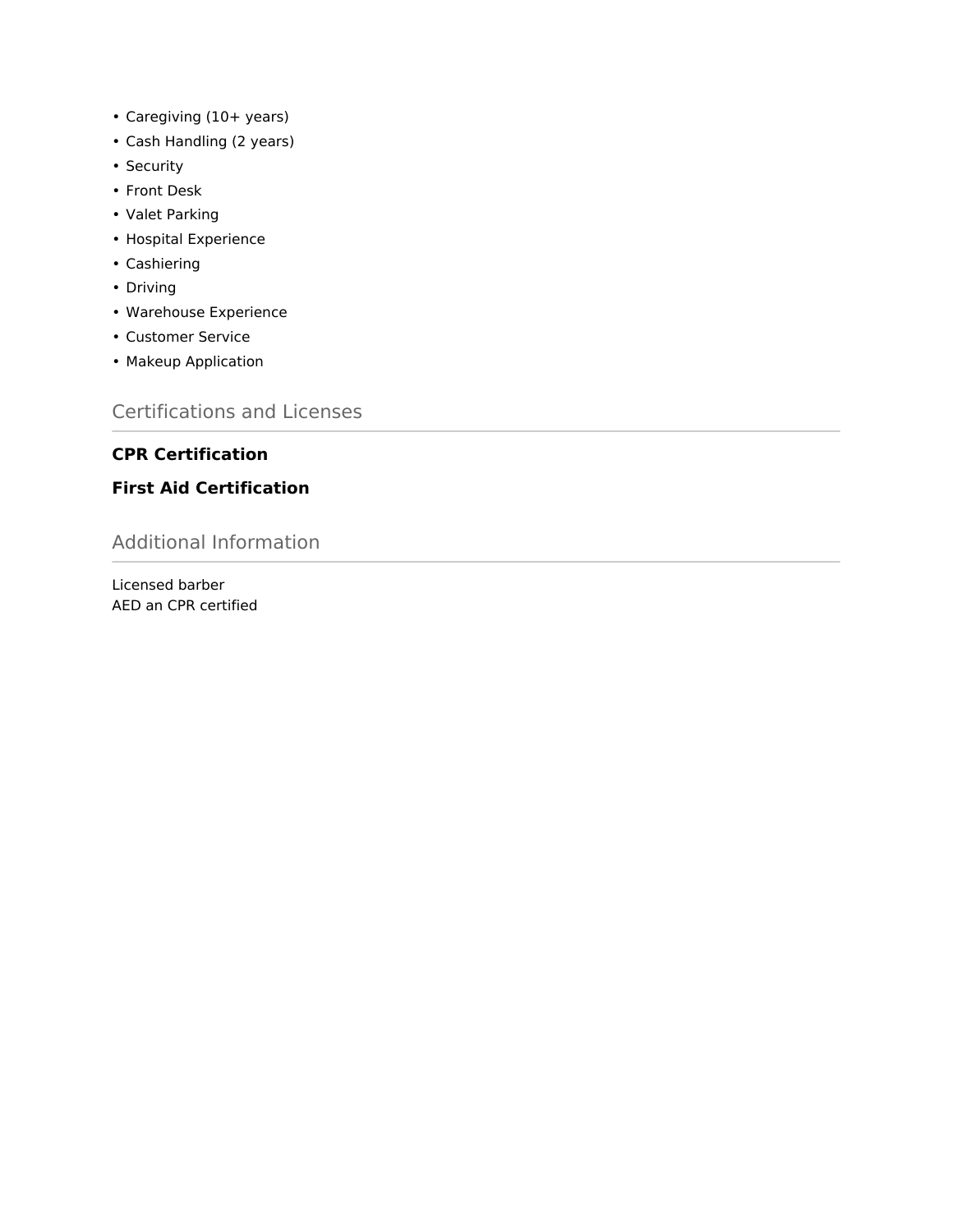- Caregiving (10+ years)
- Cash Handling (2 years)
- Security
- Front Desk
- Valet Parking
- Hospital Experience
- Cashiering
- Driving
- Warehouse Experience
- Customer Service
- Makeup Application

## Certifications and Licenses

**CPR Certification**

**First Aid Certification**

## Additional Information

Licensed barber
AED an CPR certified